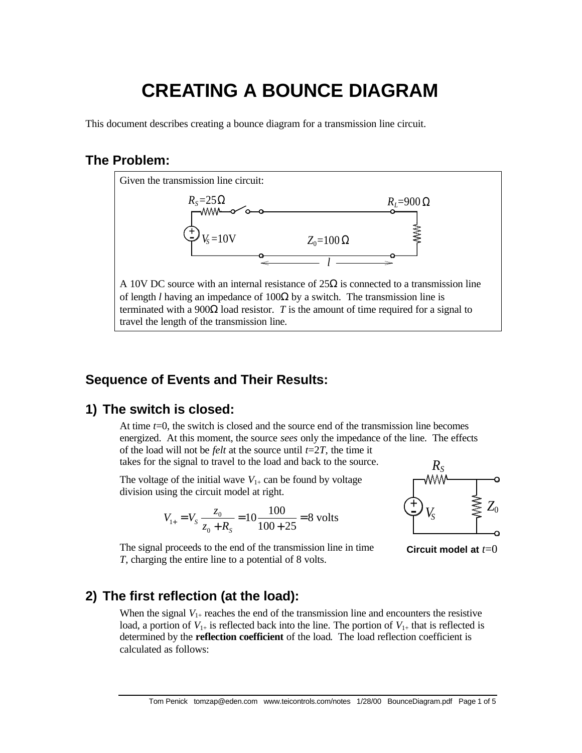# CREATING A BOUNCE DIAGRAM

This document describes creating a bounce diagram for a transmission line circuit.

## The Problem:

Given the transmission line circuit:

$R_S$=25Ω $R_L$=900 Ω

$V_S$ =10V $Z_0$=100 Ω

$l$

A 10V DC source with an internal resistance of 25Ω is connected to a transmission line of length *l* having an impedance of 100Ω by a switch. The transmission line is terminated with a 900Ω load resistor. *T* is the amount of time required for a signal to travel the length of the transmission line.

## Sequence of Events and Their Results:

### 1) The switch is closed:

At time *t*=0, the switch is closed and the source end of the transmission line becomes energized. At this moment, the source *sees* only the impedance of the line. The effects of the load will not be *felt* at the source until *t*=2*T*, the time it takes for the signal to travel to the load and back to the source.

The voltage of the initial wave $V_{1+}$ can be found by voltage division using the circuit model at right.

$$V_{1+} = V_S \frac{z_0}{z_0 + R_S} = 10 \frac{100}{100 + 25} = 8 \text{ volts}$$

$R_S$ $V_S$ $Z_0$

**Circuit model at** $t$=0

The signal proceeds to the end of the transmission line in time *T*, charging the entire line to a potential of 8 volts.

### 2) The first reflection (at the load):

When the signal $V_{1+}$ reaches the end of the transmission line and encounters the resistive load, a portion of $V_{1+}$ is reflected back into the line. The portion of $V_{1+}$ that is reflected is determined by the **reflection coefficient** of the load. The load reflection coefficient is calculated as follows: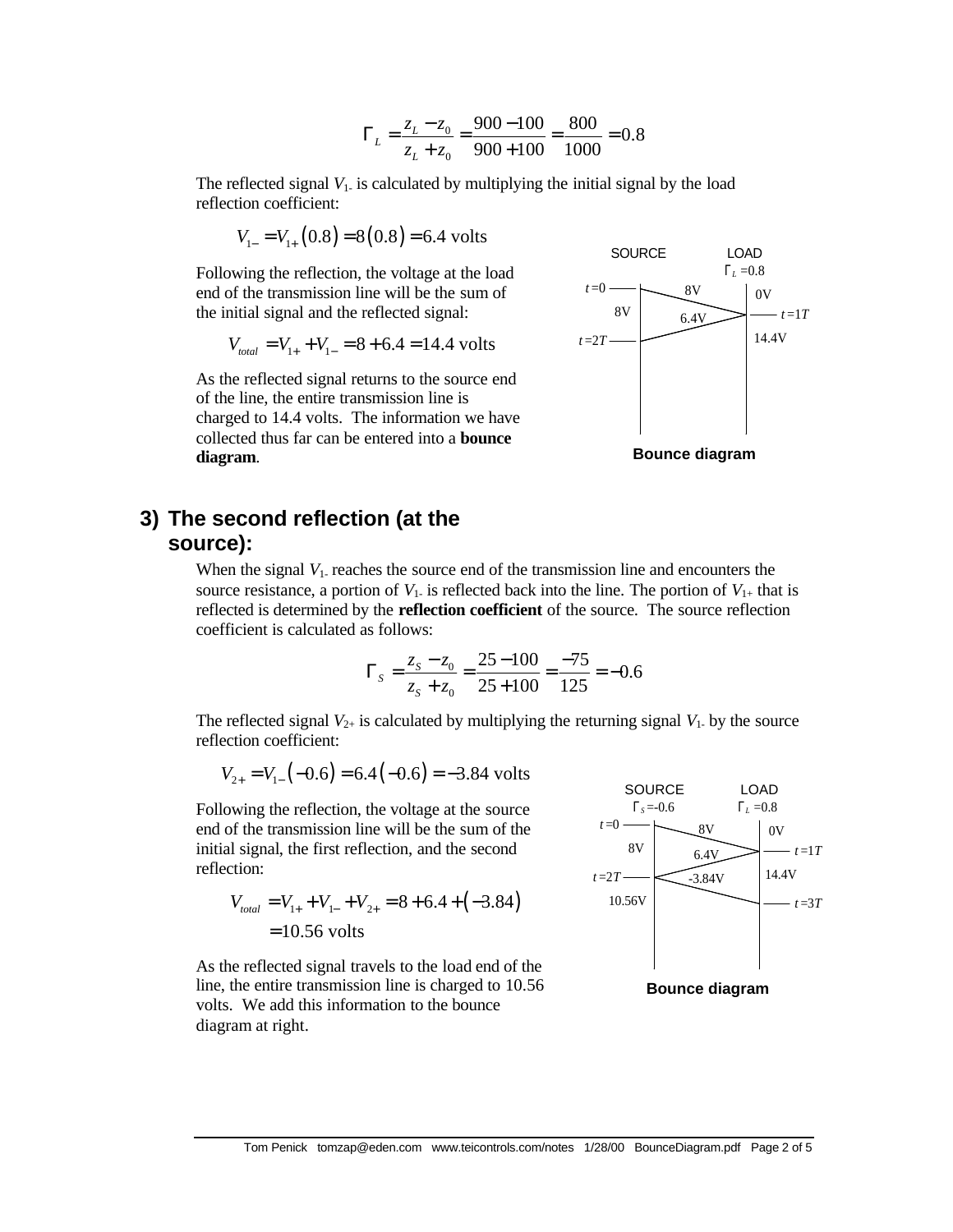$$\Gamma_L = \frac{z_L - z_0}{z_L + z_0} = \frac{900 - 100}{900 + 100} = \frac{800}{1000} = 0.8$$

The reflected signal $V_{1-}$ is calculated by multiplying the initial signal by the load reflection coefficient:

$$V_{1-} = V_{1+}(0.8) = 8(0.8) = 6.4 \text{ volts}$$

Following the reflection, the voltage at the load end of the transmission line will be the sum of the initial signal and the reflected signal:

$$V_{total} = V_{1+} + V_{1-} = 8 + 6.4 = 14.4 \text{ volts}$$

As the reflected signal returns to the source end of the line, the entire transmission line is charged to 14.4 volts. The information we have collected thus far can be entered into a **bounce diagram**.

SOURCE LOAD $\Gamma_L = 0.8$

$t=0$, 8V, 0V, 8V, 6.4V, $t=1T$, $t=2T$, 14.4V

**Bounce diagram**

## 3) The second reflection (at the source):

When the signal $V_{1-}$ reaches the source end of the transmission line and encounters the source resistance, a portion of $V_{1-}$ is reflected back into the line. The portion of $V_{1+}$ that is reflected is determined by the **reflection coefficient** of the source. The source reflection coefficient is calculated as follows:

$$\Gamma_S = \frac{z_S - z_0}{z_S + z_0} = \frac{25 - 100}{25 + 100} = \frac{-75}{125} = -0.6$$

The reflected signal $V_{2+}$ is calculated by multiplying the returning signal $V_{1-}$ by the source reflection coefficient:

$$V_{2+} = V_{1-}(-0.6) = 6.4(-0.6) = -3.84 \text{ volts}$$

Following the reflection, the voltage at the source end of the transmission line will be the sum of the initial signal, the first reflection, and the second reflection:

$$V_{total} = V_{1+} + V_{1-} + V_{2+} = 8 + 6.4 + (-3.84)$$
$$= 10.56 \text{ volts}$$

As the reflected signal travels to the load end of the line, the entire transmission line is charged to 10.56 volts. We add this information to the bounce diagram at right.

SOURCE $\Gamma_S = -0.6$ LOAD $\Gamma_L = 0.8$

$t=0$, 8V, 0V, 8V, 6.4V, $t=1T$, $t=2T$, -3.84V, 14.4V, 10.56V, $t=3T$

**Bounce diagram**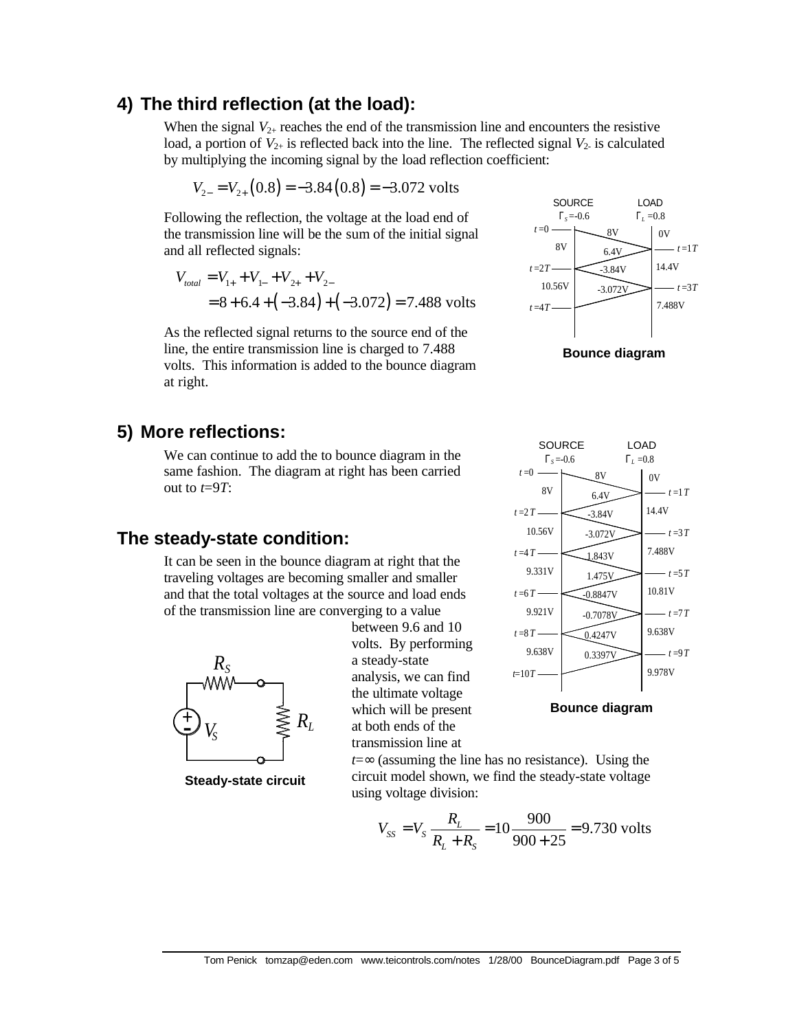## 4) The third reflection (at the load):

When the signal $V_{2+}$ reaches the end of the transmission line and encounters the resistive load, a portion of $V_{2+}$ is reflected back into the line. The reflected signal $V_{2-}$ is calculated by multiplying the incoming signal by the load reflection coefficient:

$$V_{2-} = V_{2+}(0.8) = -3.84(0.8) = -3.072 \text{ volts}$$

Following the reflection, the voltage at the load end of the transmission line will be the sum of the initial signal and all reflected signals:

$$\begin{aligned} V_{total} &= V_{1+} + V_{1-} + V_{2+} + V_{2-} \\ &= 8 + 6.4 + (-3.84) + (-3.072) = 7.488 \text{ volts} \end{aligned}$$

As the reflected signal returns to the source end of the line, the entire transmission line is charged to 7.488 volts. This information is added to the bounce diagram at right.

Bounce diagram

## 5) More reflections:

We can continue to add the to bounce diagram in the same fashion. The diagram at right has been carried out to $t$=9$T$:

Bounce diagram

## The steady-state condition:

It can be seen in the bounce diagram at right that the traveling voltages are becoming smaller and smaller and that the total voltages at the source and load ends of the transmission line are converging to a value between 9.6 and 10 volts. By performing a steady-state analysis, we can find the ultimate voltage which will be present at both ends of the transmission line at $t=\infty$ (assuming the line has no resistance). Using the circuit model shown, we find the steady-state voltage using voltage division:

Steady-state circuit

$$V_{SS} = V_S \frac{R_L}{R_L + R_S} = 10 \frac{900}{900 + 25} = 9.730 \text{ volts}$$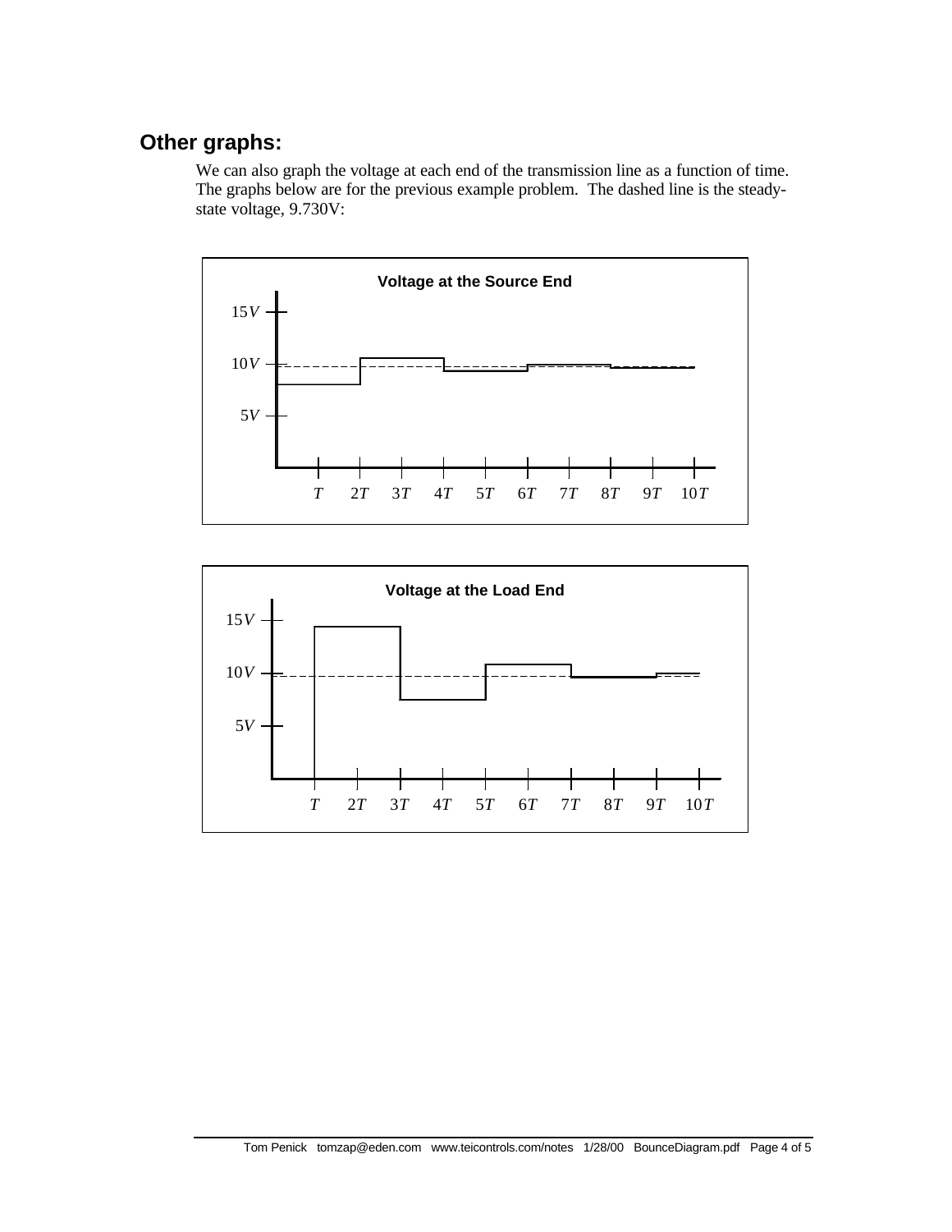## Other graphs:

We can also graph the voltage at each end of the transmission line as a function of time. The graphs below are for the previous example problem. The dashed line is the steady-state voltage, 9.730V:

**Voltage at the Source End**

15$V$

10$V$

5$V$

$T$ 2$T$ 3$T$ 4$T$ 5$T$ 6$T$ 7$T$ 8$T$ 9$T$ 10$T$

**Voltage at the Load End**

15$V$

10$V$

5$V$

$T$ 2$T$ 3$T$ 4$T$ 5$T$ 6$T$ 7$T$ 8$T$ 9$T$ 10$T$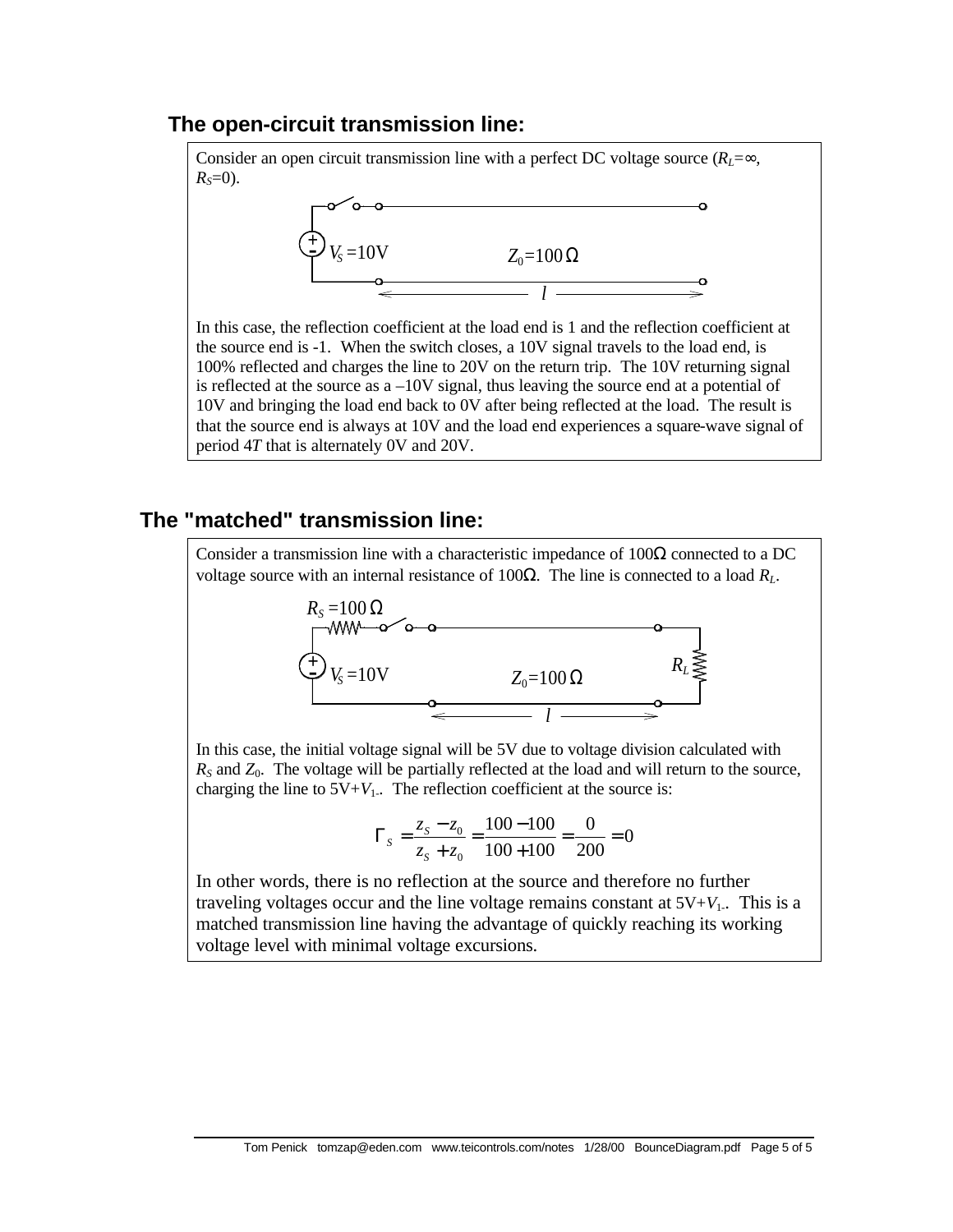## The open-circuit transmission line:

Consider an open circuit transmission line with a perfect DC voltage source ($R_L=\infty$, $R_S=0$).

$V_S = 10\text{V}$

$Z_0 = 100\,\Omega$

$l$

In this case, the reflection coefficient at the load end is 1 and the reflection coefficient at the source end is -1. When the switch closes, a 10V signal travels to the load end, is 100% reflected and charges the line to 20V on the return trip. The 10V returning signal is reflected at the source as a –10V signal, thus leaving the source end at a potential of 10V and bringing the load end back to 0V after being reflected at the load. The result is that the source end is always at 10V and the load end experiences a square-wave signal of period $4T$ that is alternately 0V and 20V.

## The "matched" transmission line:

Consider a transmission line with a characteristic impedance of 100Ω connected to a DC voltage source with an internal resistance of 100Ω. The line is connected to a load $R_L$.

$R_S = 100\,\Omega$

$V_S = 10\text{V}$

$Z_0 = 100\,\Omega$

$R_L$

$l$

In this case, the initial voltage signal will be 5V due to voltage division calculated with $R_S$ and $Z_0$. The voltage will be partially reflected at the load and will return to the source, charging the line to $5\text{V}+V_{1-}$. The reflection coefficient at the source is:

$$\Gamma_S = \frac{z_S - z_0}{z_S + z_0} = \frac{100-100}{100+100} = \frac{0}{200} = 0$$

In other words, there is no reflection at the source and therefore no further traveling voltages occur and the line voltage remains constant at $5\text{V}+V_{1-}$. This is a matched transmission line having the advantage of quickly reaching its working voltage level with minimal voltage excursions.